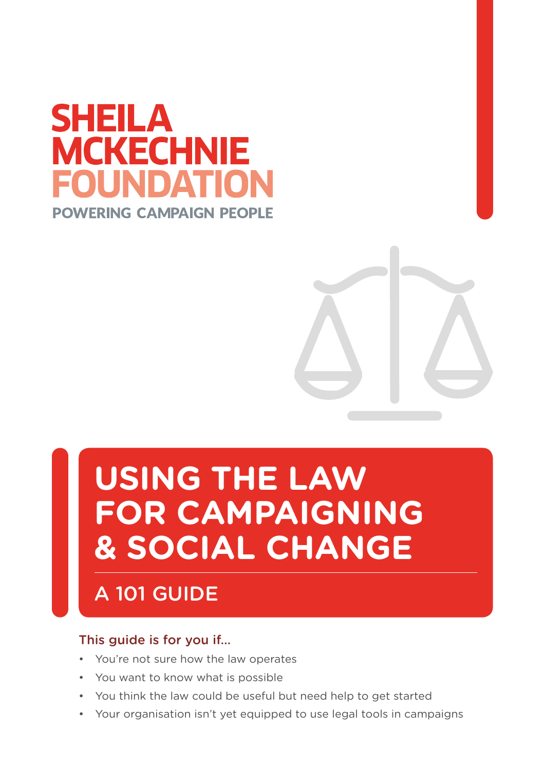SHEILA MCKECHNIE FOUNDATION

POWERING CAMPAIGN PEOPLE

# USING THE LAW FOR CAMPAIGNING & SOCIAL CHANGE

## A 101 GUIDE

This guide is for you if...

- You're not sure how the law operates
- You want to know what is possible
- You think the law could be useful but need help to get started
- Your organisation isn't yet equipped to use legal tools in campaigns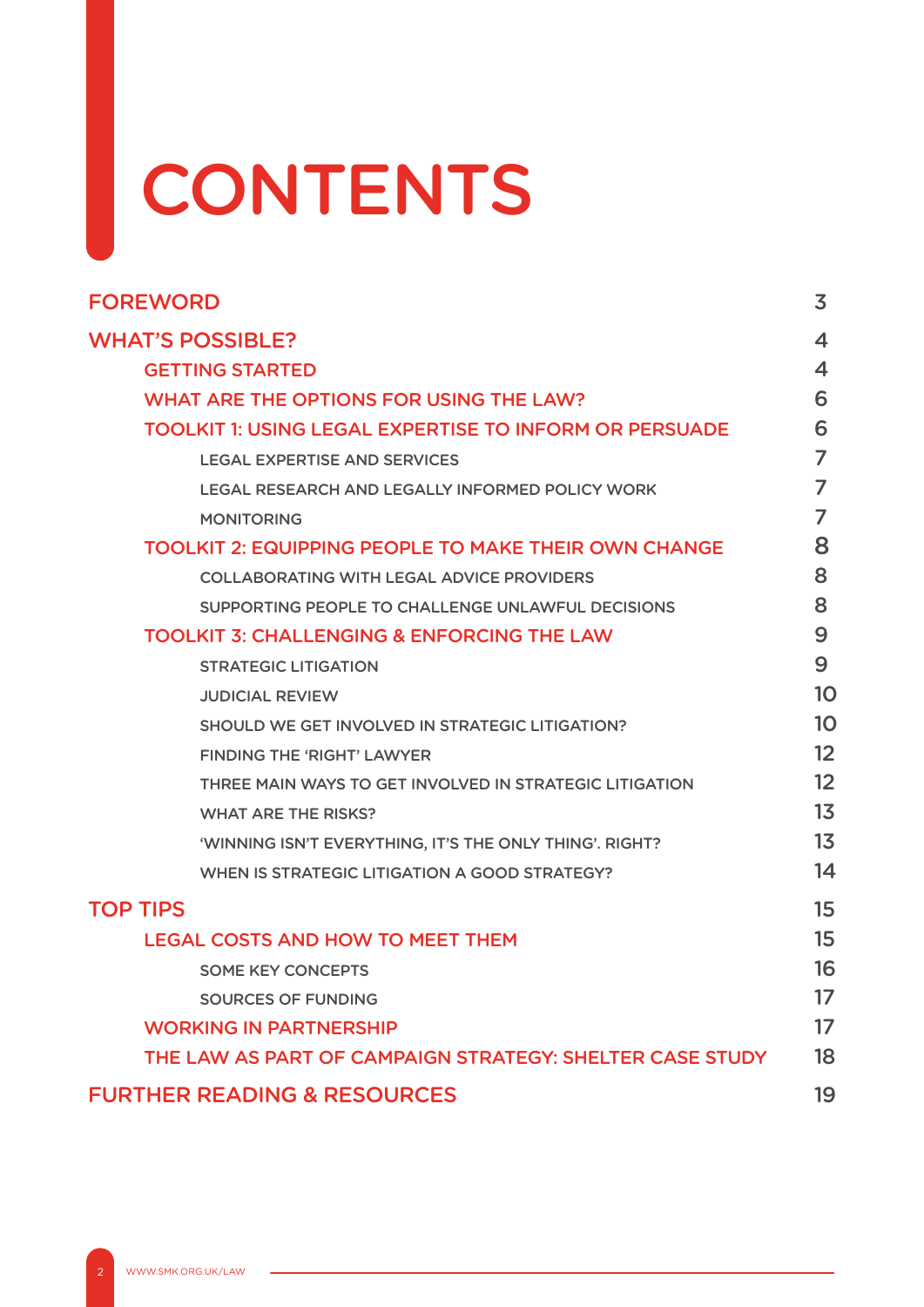# CONTENTS

| | |
|---|---|
| FOREWORD | 3 |
| WHAT'S POSSIBLE? | 4 |
| GETTING STARTED | 4 |
| WHAT ARE THE OPTIONS FOR USING THE LAW? | 6 |
| TOOLKIT 1: USING LEGAL EXPERTISE TO INFORM OR PERSUADE | 6 |
| LEGAL EXPERTISE AND SERVICES | 7 |
| LEGAL RESEARCH AND LEGALLY INFORMED POLICY WORK | 7 |
| MONITORING | 7 |
| TOOLKIT 2: EQUIPPING PEOPLE TO MAKE THEIR OWN CHANGE | 8 |
| COLLABORATING WITH LEGAL ADVICE PROVIDERS | 8 |
| SUPPORTING PEOPLE TO CHALLENGE UNLAWFUL DECISIONS | 8 |
| TOOLKIT 3: CHALLENGING & ENFORCING THE LAW | 9 |
| STRATEGIC LITIGATION | 9 |
| JUDICIAL REVIEW | 10 |
| SHOULD WE GET INVOLVED IN STRATEGIC LITIGATION? | 10 |
| FINDING THE 'RIGHT' LAWYER | 12 |
| THREE MAIN WAYS TO GET INVOLVED IN STRATEGIC LITIGATION | 12 |
| WHAT ARE THE RISKS? | 13 |
| 'WINNING ISN'T EVERYTHING, IT'S THE ONLY THING'. RIGHT? | 13 |
| WHEN IS STRATEGIC LITIGATION A GOOD STRATEGY? | 14 |
| TOP TIPS | 15 |
| LEGAL COSTS AND HOW TO MEET THEM | 15 |
| SOME KEY CONCEPTS | 16 |
| SOURCES OF FUNDING | 17 |
| WORKING IN PARTNERSHIP | 17 |
| THE LAW AS PART OF CAMPAIGN STRATEGY: SHELTER CASE STUDY | 18 |
| FURTHER READING & RESOURCES | 19 |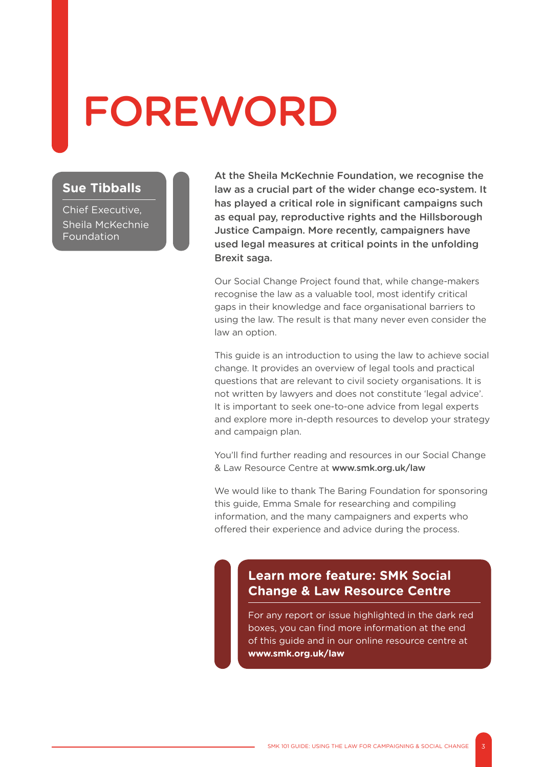# FOREWORD

**Sue Tibballs**

Chief Executive, Sheila McKechnie Foundation

**At the Sheila McKechnie Foundation, we recognise the law as a crucial part of the wider change eco-system. It has played a critical role in significant campaigns such as equal pay, reproductive rights and the Hillsborough Justice Campaign. More recently, campaigners have used legal measures at critical points in the unfolding Brexit saga.**

Our Social Change Project found that, while change-makers recognise the law as a valuable tool, most identify critical gaps in their knowledge and face organisational barriers to using the law. The result is that many never even consider the law an option.

This guide is an introduction to using the law to achieve social change. It provides an overview of legal tools and practical questions that are relevant to civil society organisations. It is not written by lawyers and does not constitute 'legal advice'. It is important to seek one-to-one advice from legal experts and explore more in-depth resources to develop your strategy and campaign plan.

You'll find further reading and resources in our Social Change & Law Resource Centre at **www.smk.org.uk/law**

We would like to thank The Baring Foundation for sponsoring this guide, Emma Smale for researching and compiling information, and the many campaigners and experts who offered their experience and advice during the process.

**Learn more feature: SMK Social Change & Law Resource Centre**

For any report or issue highlighted in the dark red boxes, you can find more information at the end of this guide and in our online resource centre at **www.smk.org.uk/law**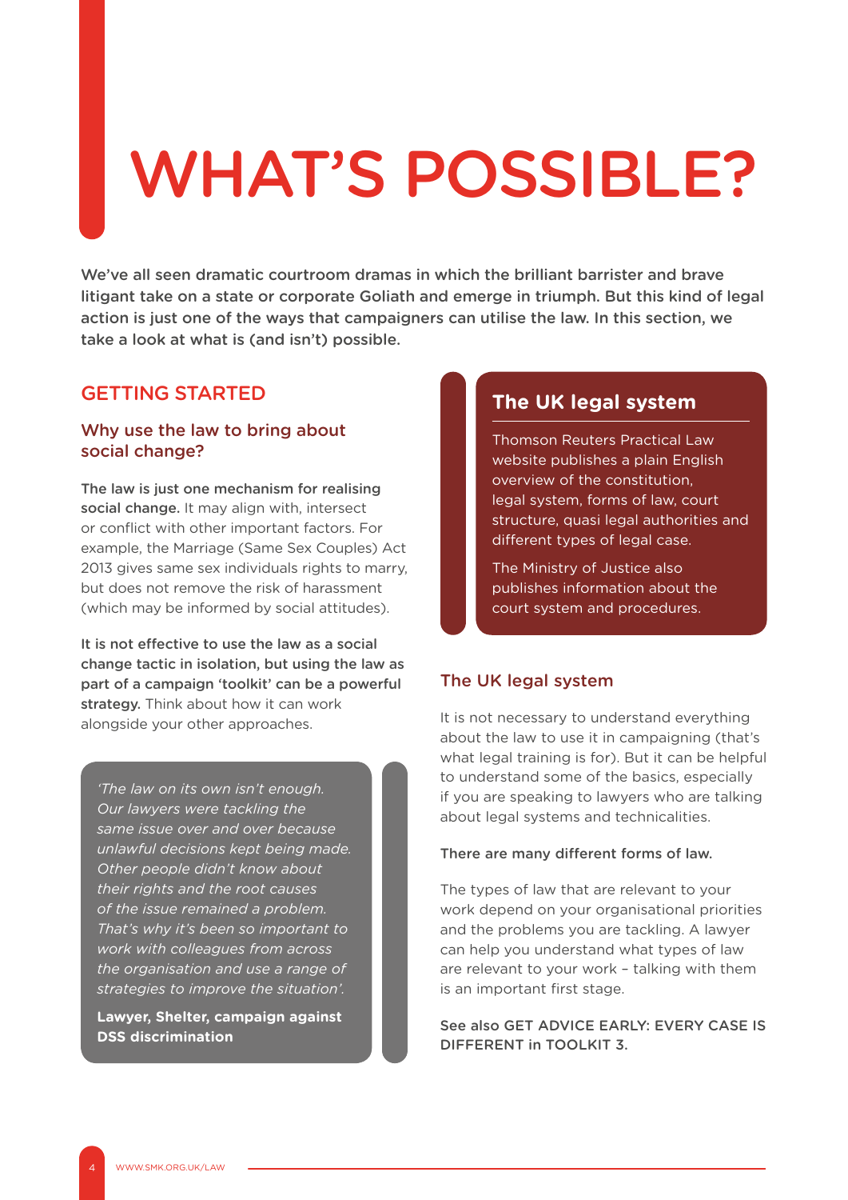# WHAT'S POSSIBLE?

**We've all seen dramatic courtroom dramas in which the brilliant barrister and brave litigant take on a state or corporate Goliath and emerge in triumph. But this kind of legal action is just one of the ways that campaigners can utilise the law. In this section, we take a look at what is (and isn't) possible.**

## GETTING STARTED

### Why use the law to bring about social change?

**The law is just one mechanism for realising social change.** It may align with, intersect or conflict with other important factors. For example, the Marriage (Same Sex Couples) Act 2013 gives same sex individuals rights to marry, but does not remove the risk of harassment (which may be informed by social attitudes).

**It is not effective to use the law as a social change tactic in isolation, but using the law as part of a campaign 'toolkit' can be a powerful strategy.** Think about how it can work alongside your other approaches.

> *'The law on its own isn't enough. Our lawyers were tackling the same issue over and over because unlawful decisions kept being made. Other people didn't know about their rights and the root causes of the issue remained a problem. That's why it's been so important to work with colleagues from across the organisation and use a range of strategies to improve the situation'.*
>
> **Lawyer, Shelter, campaign against DSS discrimination**

> **The UK legal system**
>
> Thomson Reuters Practical Law website publishes a plain English overview of the constitution, legal system, forms of law, court structure, quasi legal authorities and different types of legal case.
>
> The Ministry of Justice also publishes information about the court system and procedures.

### The UK legal system

It is not necessary to understand everything about the law to use it in campaigning (that's what legal training is for). But it can be helpful to understand some of the basics, especially if you are speaking to lawyers who are talking about legal systems and technicalities.

**There are many different forms of law.**

The types of law that are relevant to your work depend on your organisational priorities and the problems you are tackling. A lawyer can help you understand what types of law are relevant to your work – talking with them is an important first stage.

**See also GET ADVICE EARLY: EVERY CASE IS DIFFERENT in TOOLKIT 3.**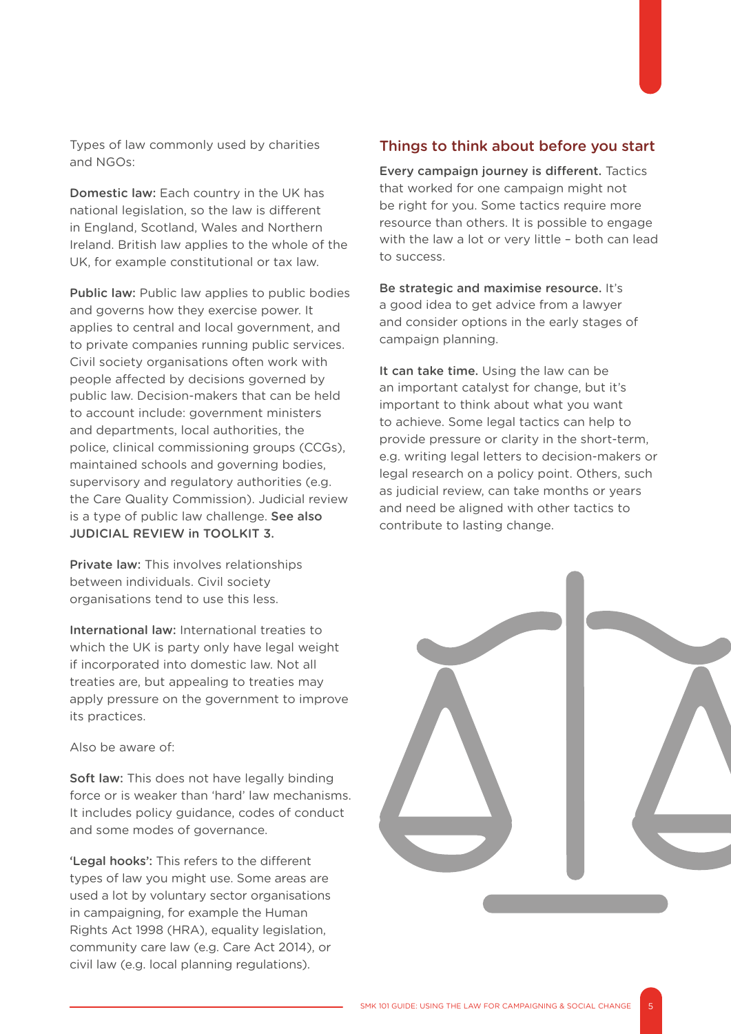Types of law commonly used by charities and NGOs:

**Domestic law:** Each country in the UK has national legislation, so the law is different in England, Scotland, Wales and Northern Ireland. British law applies to the whole of the UK, for example constitutional or tax law.

**Public law:** Public law applies to public bodies and governs how they exercise power. It applies to central and local government, and to private companies running public services. Civil society organisations often work with people affected by decisions governed by public law. Decision-makers that can be held to account include: government ministers and departments, local authorities, the police, clinical commissioning groups (CCGs), maintained schools and governing bodies, supervisory and regulatory authorities (e.g. the Care Quality Commission). Judicial review is a type of public law challenge. **See also JUDICIAL REVIEW in TOOLKIT 3.**

**Private law:** This involves relationships between individuals. Civil society organisations tend to use this less.

**International law:** International treaties to which the UK is party only have legal weight if incorporated into domestic law. Not all treaties are, but appealing to treaties may apply pressure on the government to improve its practices.

Also be aware of:

**Soft law:** This does not have legally binding force or is weaker than 'hard' law mechanisms. It includes policy guidance, codes of conduct and some modes of governance.

**'Legal hooks':** This refers to the different types of law you might use. Some areas are used a lot by voluntary sector organisations in campaigning, for example the Human Rights Act 1998 (HRA), equality legislation, community care law (e.g. Care Act 2014), or civil law (e.g. local planning regulations).

## Things to think about before you start

**Every campaign journey is different.** Tactics that worked for one campaign might not be right for you. Some tactics require more resource than others. It is possible to engage with the law a lot or very little – both can lead to success.

**Be strategic and maximise resource.** It's a good idea to get advice from a lawyer and consider options in the early stages of campaign planning.

**It can take time.** Using the law can be an important catalyst for change, but it's important to think about what you want to achieve. Some legal tactics can help to provide pressure or clarity in the short-term, e.g. writing legal letters to decision-makers or legal research on a policy point. Others, such as judicial review, can take months or years and need be aligned with other tactics to contribute to lasting change.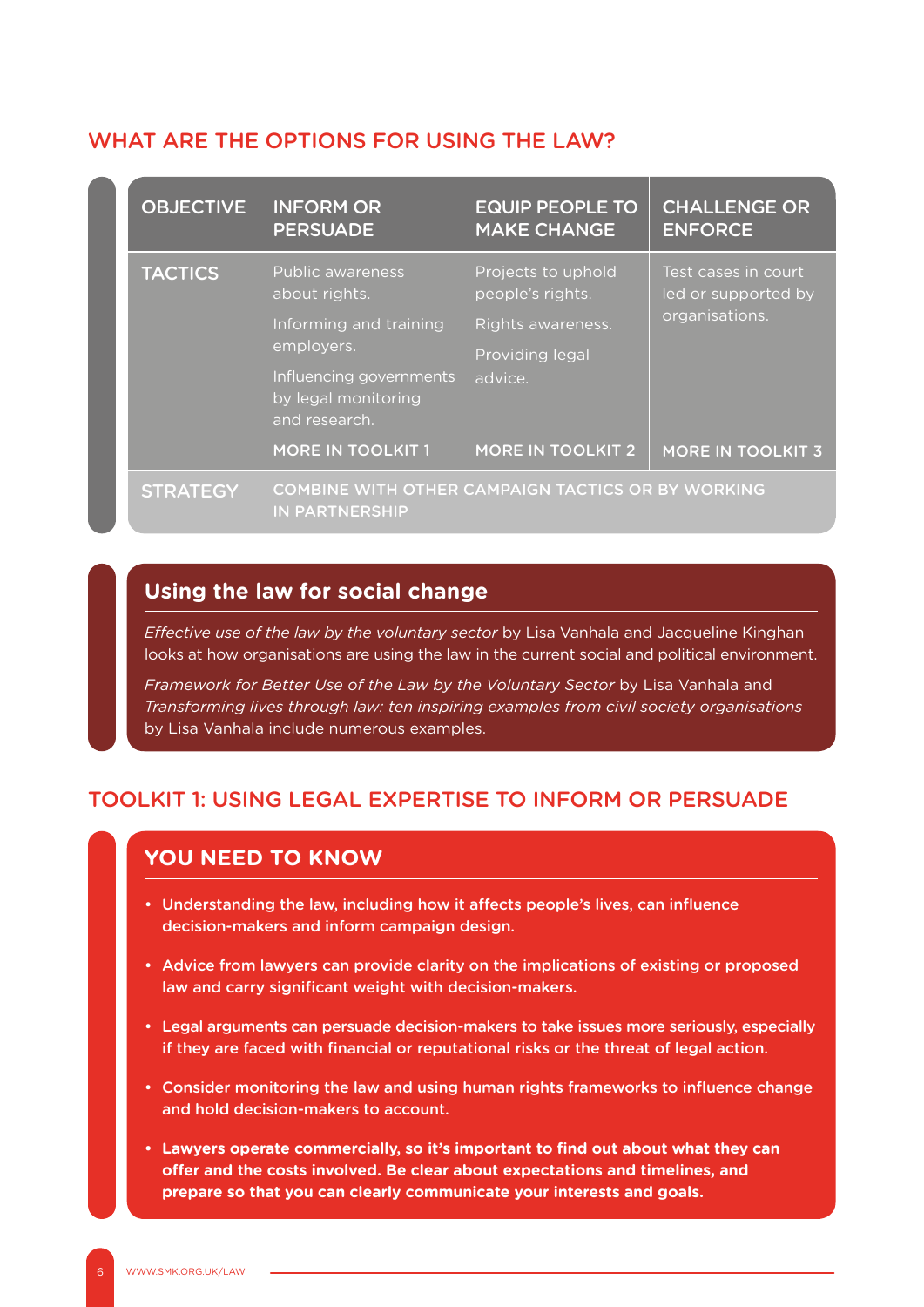## WHAT ARE THE OPTIONS FOR USING THE LAW?

| OBJECTIVE | INFORM OR PERSUADE | EQUIP PEOPLE TO MAKE CHANGE | CHALLENGE OR ENFORCE |
|---|---|---|---|
| TACTICS | Public awareness about rights.<br>Informing and training employers.<br>Influencing governments by legal monitoring and research.<br>MORE IN TOOLKIT 1 | Projects to uphold people's rights.<br>Rights awareness.<br>Providing legal advice.<br>MORE IN TOOLKIT 2 | Test cases in court led or supported by organisations.<br>MORE IN TOOLKIT 3 |
| STRATEGY | COMBINE WITH OTHER CAMPAIGN TACTICS OR BY WORKING IN PARTNERSHIP | | |

### Using the law for social change

*Effective use of the law by the voluntary sector* by Lisa Vanhala and Jacqueline Kinghan looks at how organisations are using the law in the current social and political environment.

*Framework for Better Use of the Law by the Voluntary Sector* by Lisa Vanhala and *Transforming lives through law: ten inspiring examples from civil society organisations* by Lisa Vanhala include numerous examples.

## TOOLKIT 1: USING LEGAL EXPERTISE TO INFORM OR PERSUADE

### YOU NEED TO KNOW

- Understanding the law, including how it affects people's lives, can influence decision-makers and inform campaign design.
- Advice from lawyers can provide clarity on the implications of existing or proposed law and carry significant weight with decision-makers.
- Legal arguments can persuade decision-makers to take issues more seriously, especially if they are faced with financial or reputational risks or the threat of legal action.
- Consider monitoring the law and using human rights frameworks to influence change and hold decision-makers to account.
- **Lawyers operate commercially, so it's important to find out about what they can offer and the costs involved. Be clear about expectations and timelines, and prepare so that you can clearly communicate your interests and goals.**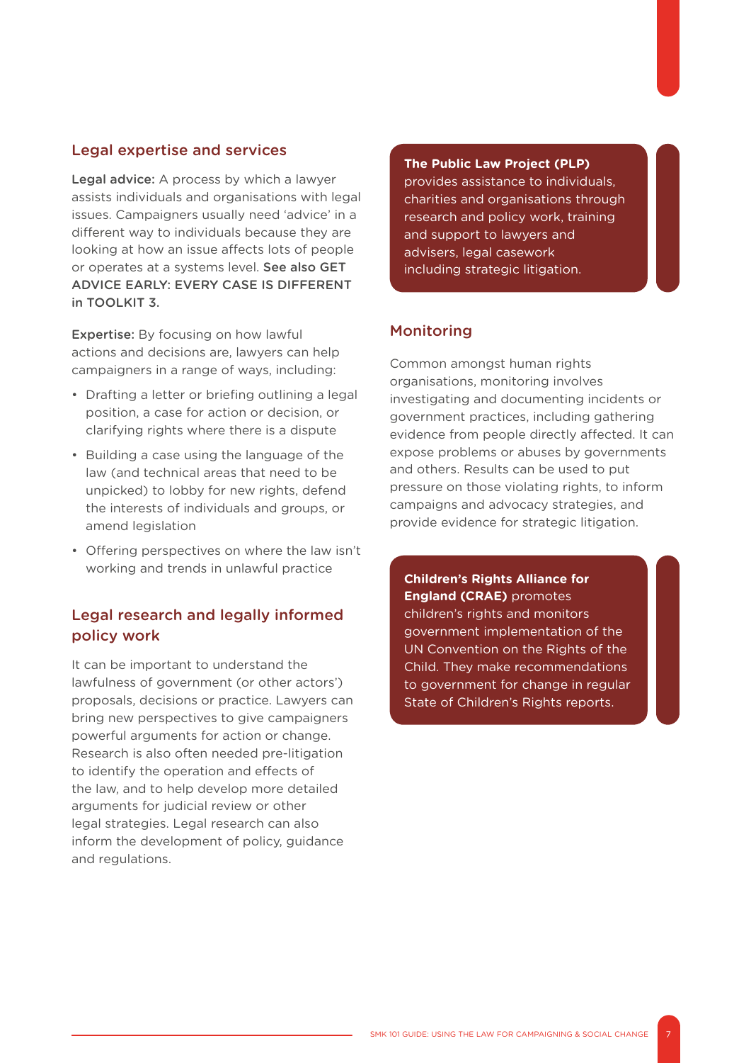## Legal expertise and services

**Legal advice:** A process by which a lawyer assists individuals and organisations with legal issues. Campaigners usually need 'advice' in a different way to individuals because they are looking at how an issue affects lots of people or operates at a systems level. **See also GET ADVICE EARLY: EVERY CASE IS DIFFERENT in TOOLKIT 3.**

**Expertise:** By focusing on how lawful actions and decisions are, lawyers can help campaigners in a range of ways, including:

- Drafting a letter or briefing outlining a legal position, a case for action or decision, or clarifying rights where there is a dispute
- Building a case using the language of the law (and technical areas that need to be unpicked) to lobby for new rights, defend the interests of individuals and groups, or amend legislation
- Offering perspectives on where the law isn't working and trends in unlawful practice

## Legal research and legally informed policy work

It can be important to understand the lawfulness of government (or other actors') proposals, decisions or practice. Lawyers can bring new perspectives to give campaigners powerful arguments for action or change. Research is also often needed pre-litigation to identify the operation and effects of the law, and to help develop more detailed arguments for judicial review or other legal strategies. Legal research can also inform the development of policy, guidance and regulations.

**The Public Law Project (PLP)** provides assistance to individuals, charities and organisations through research and policy work, training and support to lawyers and advisers, legal casework including strategic litigation.

## Monitoring

Common amongst human rights organisations, monitoring involves investigating and documenting incidents or government practices, including gathering evidence from people directly affected. It can expose problems or abuses by governments and others. Results can be used to put pressure on those violating rights, to inform campaigns and advocacy strategies, and provide evidence for strategic litigation.

**Children's Rights Alliance for England (CRAE)** promotes children's rights and monitors government implementation of the UN Convention on the Rights of the Child. They make recommendations to government for change in regular State of Children's Rights reports.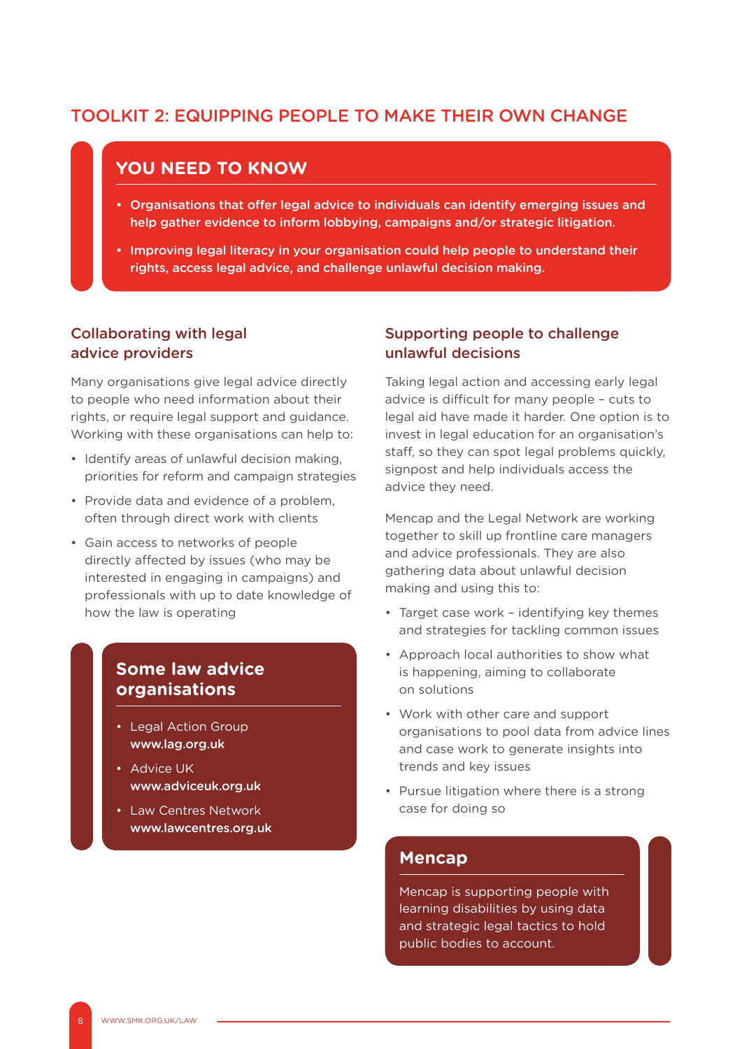# TOOLKIT 2: EQUIPPING PEOPLE TO MAKE THEIR OWN CHANGE

## YOU NEED TO KNOW

- **Organisations that offer legal advice to individuals can identify emerging issues and help gather evidence to inform lobbying, campaigns and/or strategic litigation.**
- **Improving legal literacy in your organisation could help people to understand their rights, access legal advice, and challenge unlawful decision making.**

### Collaborating with legal advice providers

Many organisations give legal advice directly to people who need information about their rights, or require legal support and guidance. Working with these organisations can help to:

- Identify areas of unlawful decision making, priorities for reform and campaign strategies
- Provide data and evidence of a problem, often through direct work with clients
- Gain access to networks of people directly affected by issues (who may be interested in engaging in campaigns) and professionals with up to date knowledge of how the law is operating

### Some law advice organisations

- Legal Action Group **www.lag.org.uk**
- Advice UK **www.adviceuk.org.uk**
- Law Centres Network **www.lawcentres.org.uk**

### Supporting people to challenge unlawful decisions

Taking legal action and accessing early legal advice is difficult for many people – cuts to legal aid have made it harder. One option is to invest in legal education for an organisation's staff, so they can spot legal problems quickly, signpost and help individuals access the advice they need.

Mencap and the Legal Network are working together to skill up frontline care managers and advice professionals. They are also gathering data about unlawful decision making and using this to:

- Target case work – identifying key themes and strategies for tackling common issues
- Approach local authorities to show what is happening, aiming to collaborate on solutions
- Work with other care and support organisations to pool data from advice lines and case work to generate insights into trends and key issues
- Pursue litigation where there is a strong case for doing so

### Mencap

Mencap is supporting people with learning disabilities by using data and strategic legal tactics to hold public bodies to account.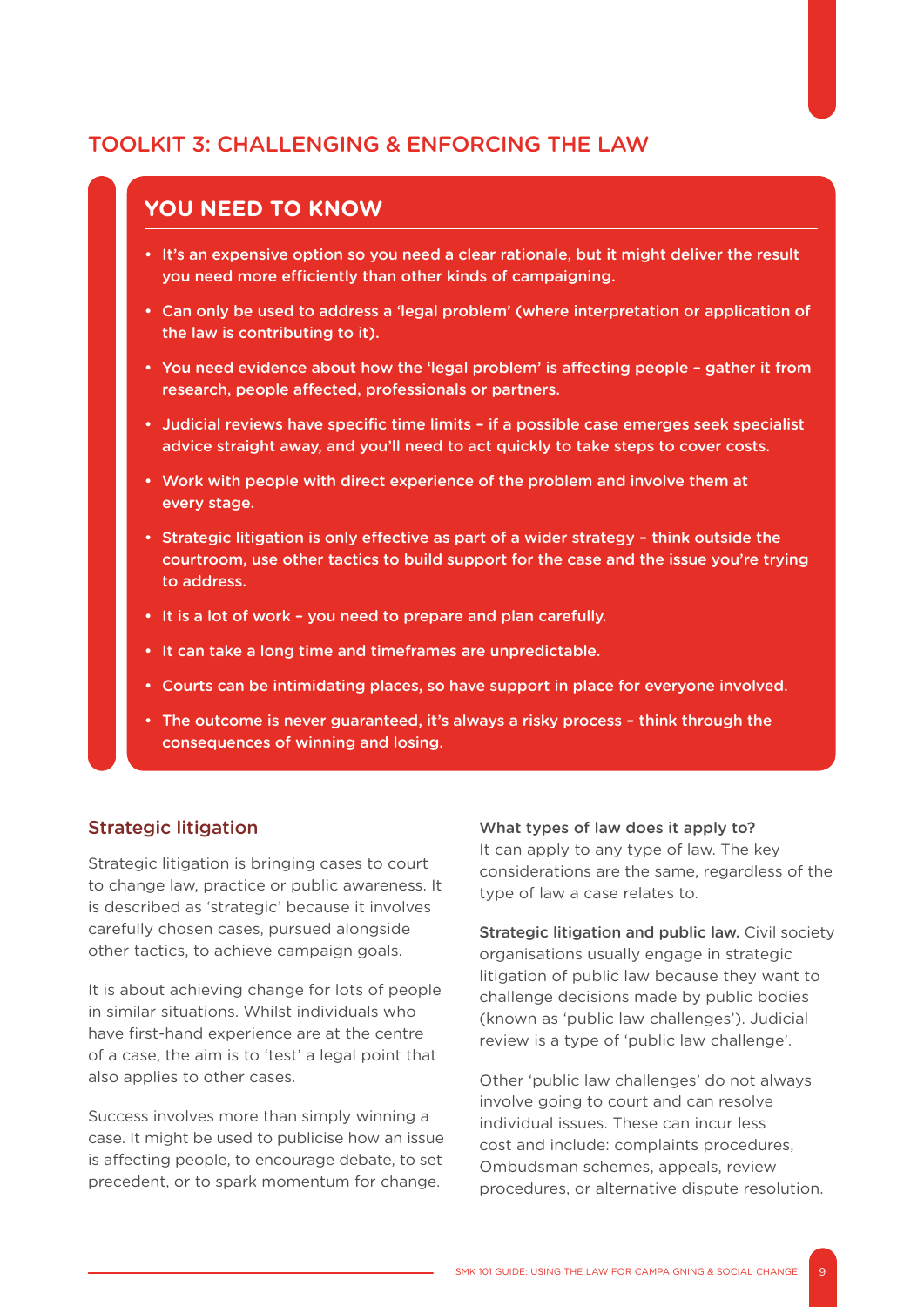## TOOLKIT 3: CHALLENGING & ENFORCING THE LAW

### YOU NEED TO KNOW

- It's an expensive option so you need a clear rationale, but it might deliver the result you need more efficiently than other kinds of campaigning.
- Can only be used to address a 'legal problem' (where interpretation or application of the law is contributing to it).
- You need evidence about how the 'legal problem' is affecting people – gather it from research, people affected, professionals or partners.
- Judicial reviews have specific time limits – if a possible case emerges seek specialist advice straight away, and you'll need to act quickly to take steps to cover costs.
- Work with people with direct experience of the problem and involve them at every stage.
- Strategic litigation is only effective as part of a wider strategy – think outside the courtroom, use other tactics to build support for the case and the issue you're trying to address.
- It is a lot of work – you need to prepare and plan carefully.
- It can take a long time and timeframes are unpredictable.
- Courts can be intimidating places, so have support in place for everyone involved.
- The outcome is never guaranteed, it's always a risky process – think through the consequences of winning and losing.

### Strategic litigation

Strategic litigation is bringing cases to court to change law, practice or public awareness. It is described as 'strategic' because it involves carefully chosen cases, pursued alongside other tactics, to achieve campaign goals.

It is about achieving change for lots of people in similar situations. Whilst individuals who have first-hand experience are at the centre of a case, the aim is to 'test' a legal point that also applies to other cases.

Success involves more than simply winning a case. It might be used to publicise how an issue is affecting people, to encourage debate, to set precedent, or to spark momentum for change.

**What types of law does it apply to?**
It can apply to any type of law. The key considerations are the same, regardless of the type of law a case relates to.

**Strategic litigation and public law.** Civil society organisations usually engage in strategic litigation of public law because they want to challenge decisions made by public bodies (known as 'public law challenges'). Judicial review is a type of 'public law challenge'.

Other 'public law challenges' do not always involve going to court and can resolve individual issues. These can incur less cost and include: complaints procedures, Ombudsman schemes, appeals, review procedures, or alternative dispute resolution.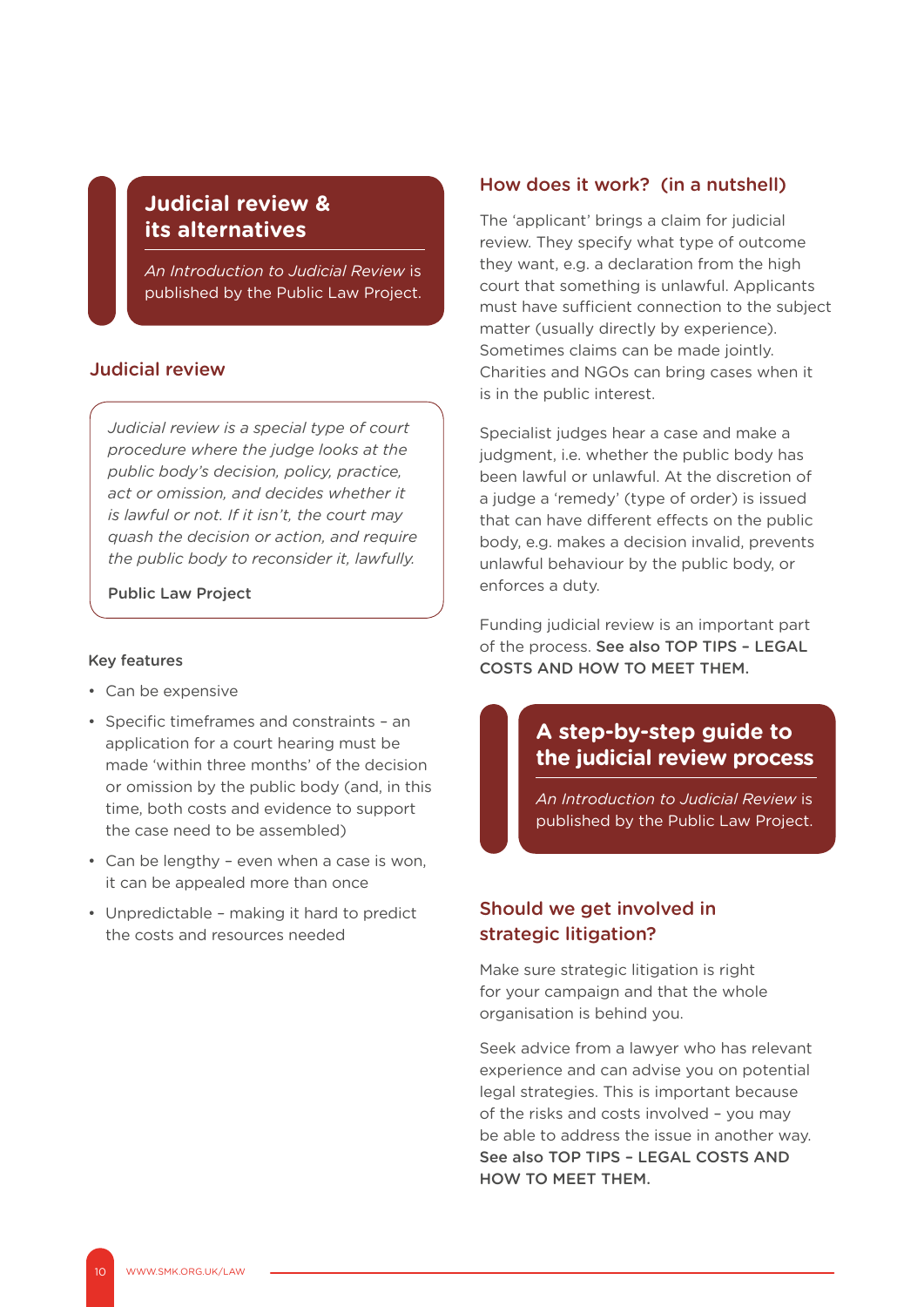## Judicial review & its alternatives

*An Introduction to Judicial Review* is published by the Public Law Project.

### Judicial review

> *Judicial review is a special type of court procedure where the judge looks at the public body's decision, policy, practice, act or omission, and decides whether it is lawful or not. If it isn't, the court may quash the decision or action, and require the public body to reconsider it, lawfully.*
>
> **Public Law Project**

**Key features**

- Can be expensive
- Specific timeframes and constraints – an application for a court hearing must be made 'within three months' of the decision or omission by the public body (and, in this time, both costs and evidence to support the case need to be assembled)
- Can be lengthy – even when a case is won, it can be appealed more than once
- Unpredictable – making it hard to predict the costs and resources needed

### How does it work? (in a nutshell)

The 'applicant' brings a claim for judicial review. They specify what type of outcome they want, e.g. a declaration from the high court that something is unlawful. Applicants must have sufficient connection to the subject matter (usually directly by experience). Sometimes claims can be made jointly. Charities and NGOs can bring cases when it is in the public interest.

Specialist judges hear a case and make a judgment, i.e. whether the public body has been lawful or unlawful. At the discretion of a judge a 'remedy' (type of order) is issued that can have different effects on the public body, e.g. makes a decision invalid, prevents unlawful behaviour by the public body, or enforces a duty.

Funding judicial review is an important part of the process. **See also TOP TIPS – LEGAL COSTS AND HOW TO MEET THEM.**

## A step-by-step guide to the judicial review process

*An Introduction to Judicial Review* is published by the Public Law Project.

### Should we get involved in strategic litigation?

Make sure strategic litigation is right for your campaign and that the whole organisation is behind you.

Seek advice from a lawyer who has relevant experience and can advise you on potential legal strategies. This is important because of the risks and costs involved – you may be able to address the issue in another way. **See also TOP TIPS – LEGAL COSTS AND HOW TO MEET THEM.**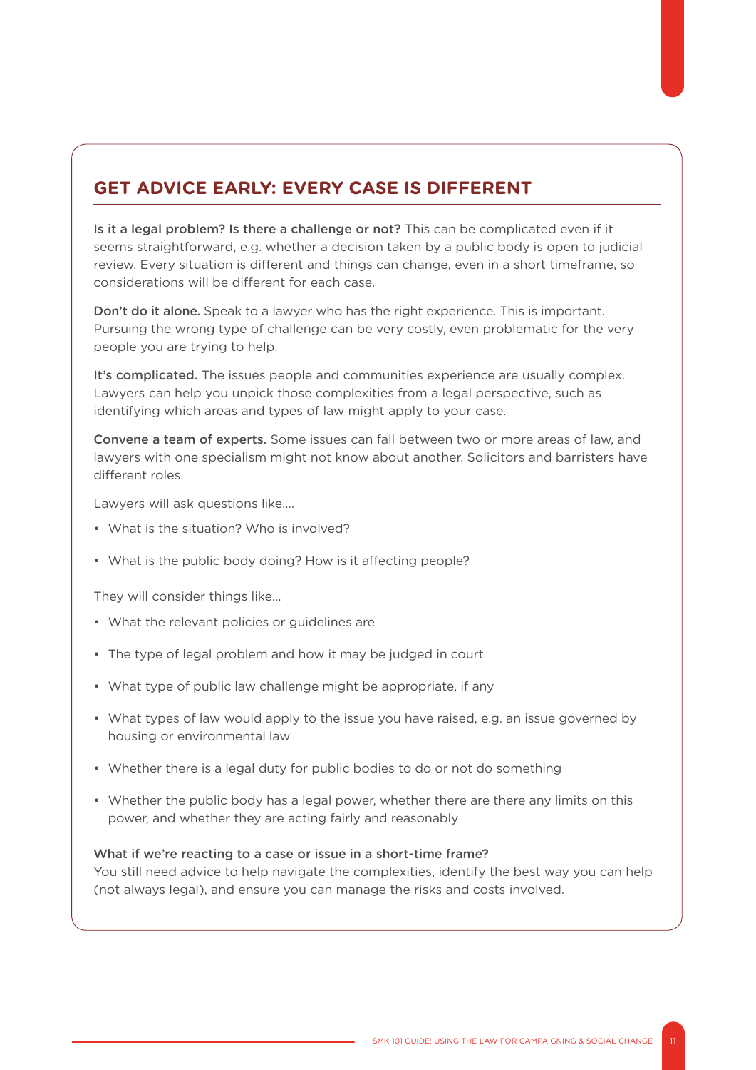## GET ADVICE EARLY: EVERY CASE IS DIFFERENT

**Is it a legal problem? Is there a challenge or not?** This can be complicated even if it seems straightforward, e.g. whether a decision taken by a public body is open to judicial review. Every situation is different and things can change, even in a short timeframe, so considerations will be different for each case.

**Don't do it alone.** Speak to a lawyer who has the right experience. This is important. Pursuing the wrong type of challenge can be very costly, even problematic for the very people you are trying to help.

**It's complicated.** The issues people and communities experience are usually complex. Lawyers can help you unpick those complexities from a legal perspective, such as identifying which areas and types of law might apply to your case.

**Convene a team of experts.** Some issues can fall between two or more areas of law, and lawyers with one specialism might not know about another. Solicitors and barristers have different roles.

Lawyers will ask questions like....

- What is the situation? Who is involved?
- What is the public body doing? How is it affecting people?

They will consider things like...

- What the relevant policies or guidelines are
- The type of legal problem and how it may be judged in court
- What type of public law challenge might be appropriate, if any
- What types of law would apply to the issue you have raised, e.g. an issue governed by housing or environmental law
- Whether there is a legal duty for public bodies to do or not do something
- Whether the public body has a legal power, whether there are there any limits on this power, and whether they are acting fairly and reasonably

**What if we're reacting to a case or issue in a short-time frame?**
You still need advice to help navigate the complexities, identify the best way you can help (not always legal), and ensure you can manage the risks and costs involved.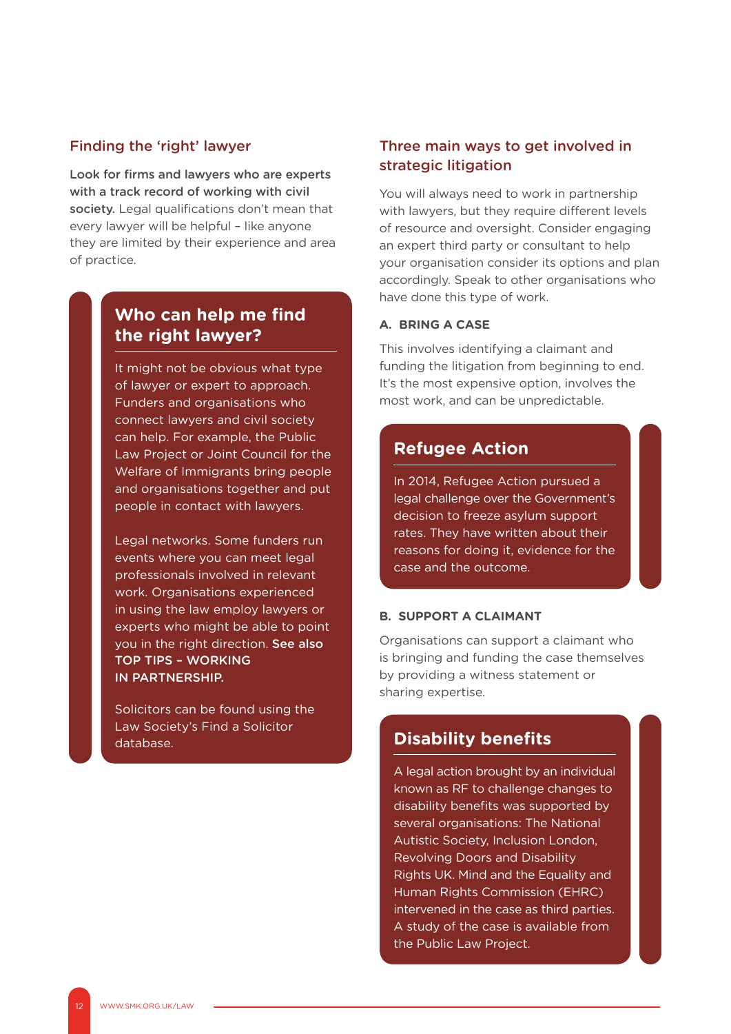## Finding the 'right' lawyer

**Look for firms and lawyers who are experts with a track record of working with civil society.** Legal qualifications don't mean that every lawyer will be helpful – like anyone they are limited by their experience and area of practice.

### Who can help me find the right lawyer?

It might not be obvious what type of lawyer or expert to approach. Funders and organisations who connect lawyers and civil society can help. For example, the Public Law Project or Joint Council for the Welfare of Immigrants bring people and organisations together and put people in contact with lawyers.

Legal networks. Some funders run events where you can meet legal professionals involved in relevant work. Organisations experienced in using the law employ lawyers or experts who might be able to point you in the right direction. **See also TOP TIPS – WORKING IN PARTNERSHIP.**

Solicitors can be found using the Law Society's Find a Solicitor database.

## Three main ways to get involved in strategic litigation

You will always need to work in partnership with lawyers, but they require different levels of resource and oversight. Consider engaging an expert third party or consultant to help your organisation consider its options and plan accordingly. Speak to other organisations who have done this type of work.

**A. BRING A CASE**

This involves identifying a claimant and funding the litigation from beginning to end. It's the most expensive option, involves the most work, and can be unpredictable.

### Refugee Action

In 2014, Refugee Action pursued a legal challenge over the Government's decision to freeze asylum support rates. They have written about their reasons for doing it, evidence for the case and the outcome.

**B. SUPPORT A CLAIMANT**

Organisations can support a claimant who is bringing and funding the case themselves by providing a witness statement or sharing expertise.

### Disability benefits

A legal action brought by an individual known as RF to challenge changes to disability benefits was supported by several organisations: The National Autistic Society, Inclusion London, Revolving Doors and Disability Rights UK. Mind and the Equality and Human Rights Commission (EHRC) intervened in the case as third parties. A study of the case is available from the Public Law Project.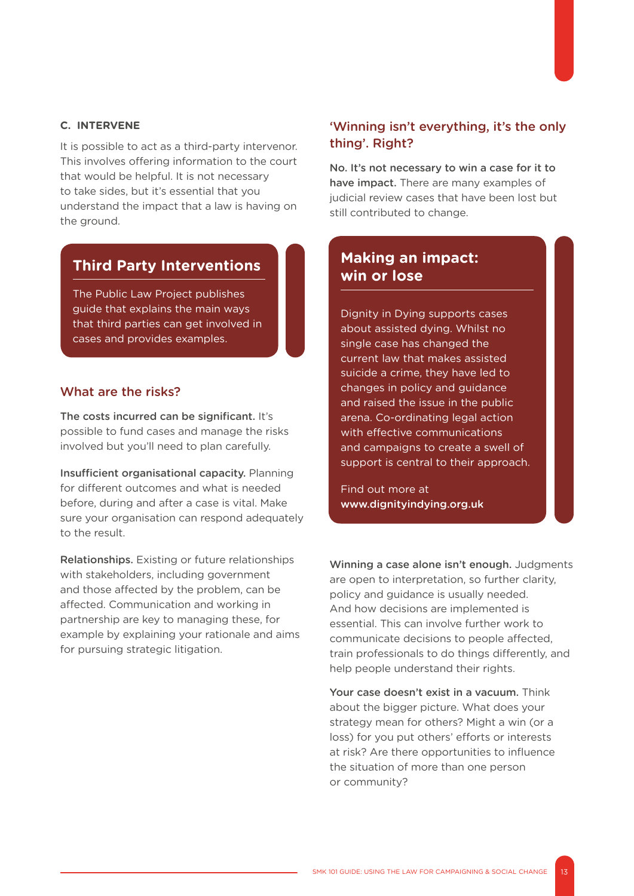### C. INTERVENE

It is possible to act as a third-party intervenor. This involves offering information to the court that would be helpful. It is not necessary to take sides, but it's essential that you understand the impact that a law is having on the ground.

> **Third Party Interventions**
>
> The Public Law Project publishes guide that explains the main ways that third parties can get involved in cases and provides examples.

## What are the risks?

**The costs incurred can be significant.** It's possible to fund cases and manage the risks involved but you'll need to plan carefully.

**Insufficient organisational capacity.** Planning for different outcomes and what is needed before, during and after a case is vital. Make sure your organisation can respond adequately to the result.

**Relationships.** Existing or future relationships with stakeholders, including government and those affected by the problem, can be affected. Communication and working in partnership are key to managing these, for example by explaining your rationale and aims for pursuing strategic litigation.

## 'Winning isn't everything, it's the only thing'. Right?

**No. It's not necessary to win a case for it to have impact.** There are many examples of judicial review cases that have been lost but still contributed to change.

> **Making an impact: win or lose**
>
> Dignity in Dying supports cases about assisted dying. Whilst no single case has changed the current law that makes assisted suicide a crime, they have led to changes in policy and guidance and raised the issue in the public arena. Co-ordinating legal action with effective communications and campaigns to create a swell of support is central to their approach.
>
> Find out more at **www.dignityindying.org.uk**

**Winning a case alone isn't enough.** Judgments are open to interpretation, so further clarity, policy and guidance is usually needed. And how decisions are implemented is essential. This can involve further work to communicate decisions to people affected, train professionals to do things differently, and help people understand their rights.

**Your case doesn't exist in a vacuum.** Think about the bigger picture. What does your strategy mean for others? Might a win (or a loss) for you put others' efforts or interests at risk? Are there opportunities to influence the situation of more than one person or community?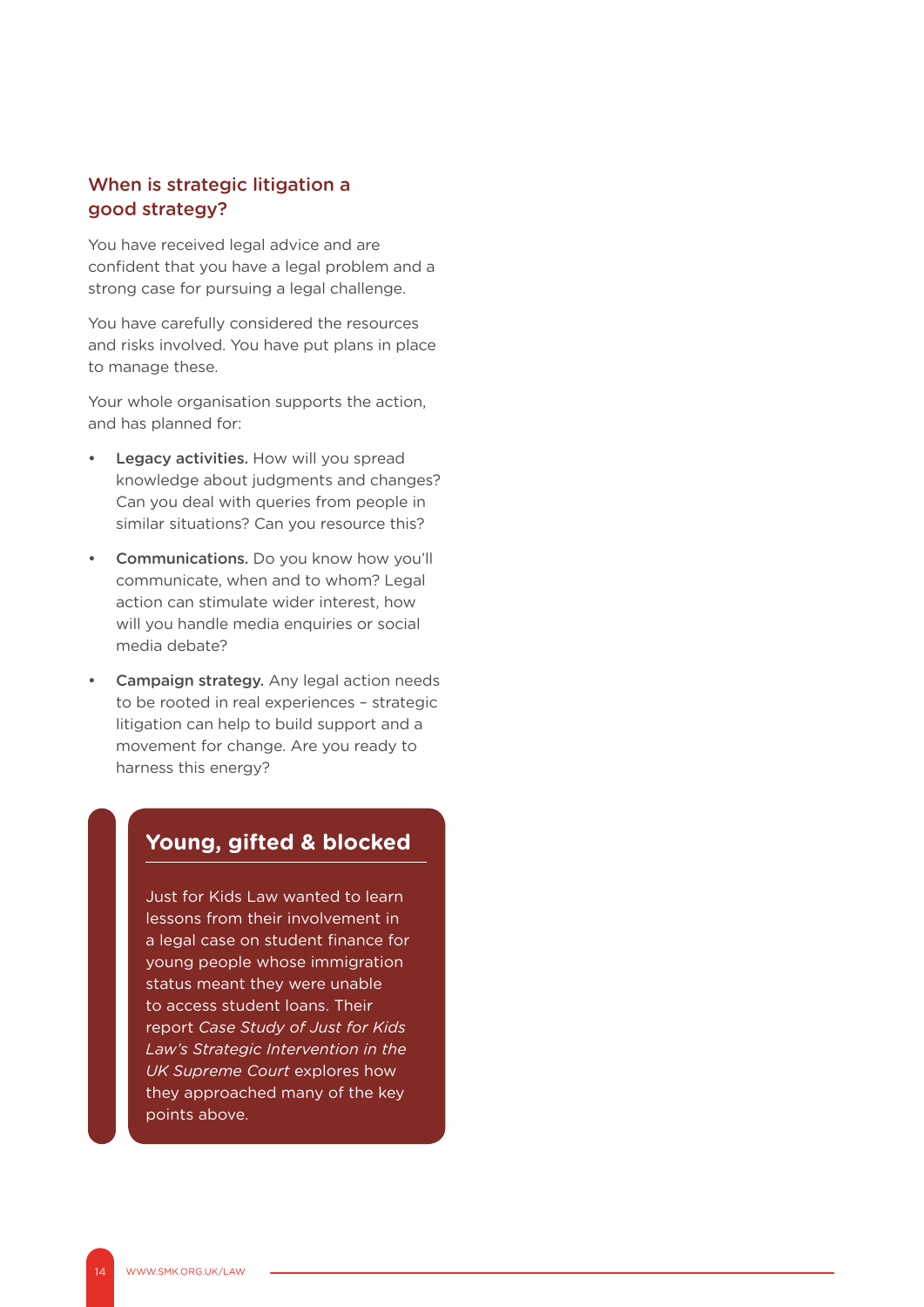## When is strategic litigation a good strategy?

You have received legal advice and are confident that you have a legal problem and a strong case for pursuing a legal challenge.

You have carefully considered the resources and risks involved. You have put plans in place to manage these.

Your whole organisation supports the action, and has planned for:

- **Legacy activities.** How will you spread knowledge about judgments and changes? Can you deal with queries from people in similar situations? Can you resource this?
- **Communications.** Do you know how you'll communicate, when and to whom? Legal action can stimulate wider interest, how will you handle media enquiries or social media debate?
- **Campaign strategy.** Any legal action needs to be rooted in real experiences – strategic litigation can help to build support and a movement for change. Are you ready to harness this energy?

### Young, gifted & blocked

Just for Kids Law wanted to learn lessons from their involvement in a legal case on student finance for young people whose immigration status meant they were unable to access student loans. Their report *Case Study of Just for Kids Law's Strategic Intervention in the UK Supreme Court* explores how they approached many of the key points above.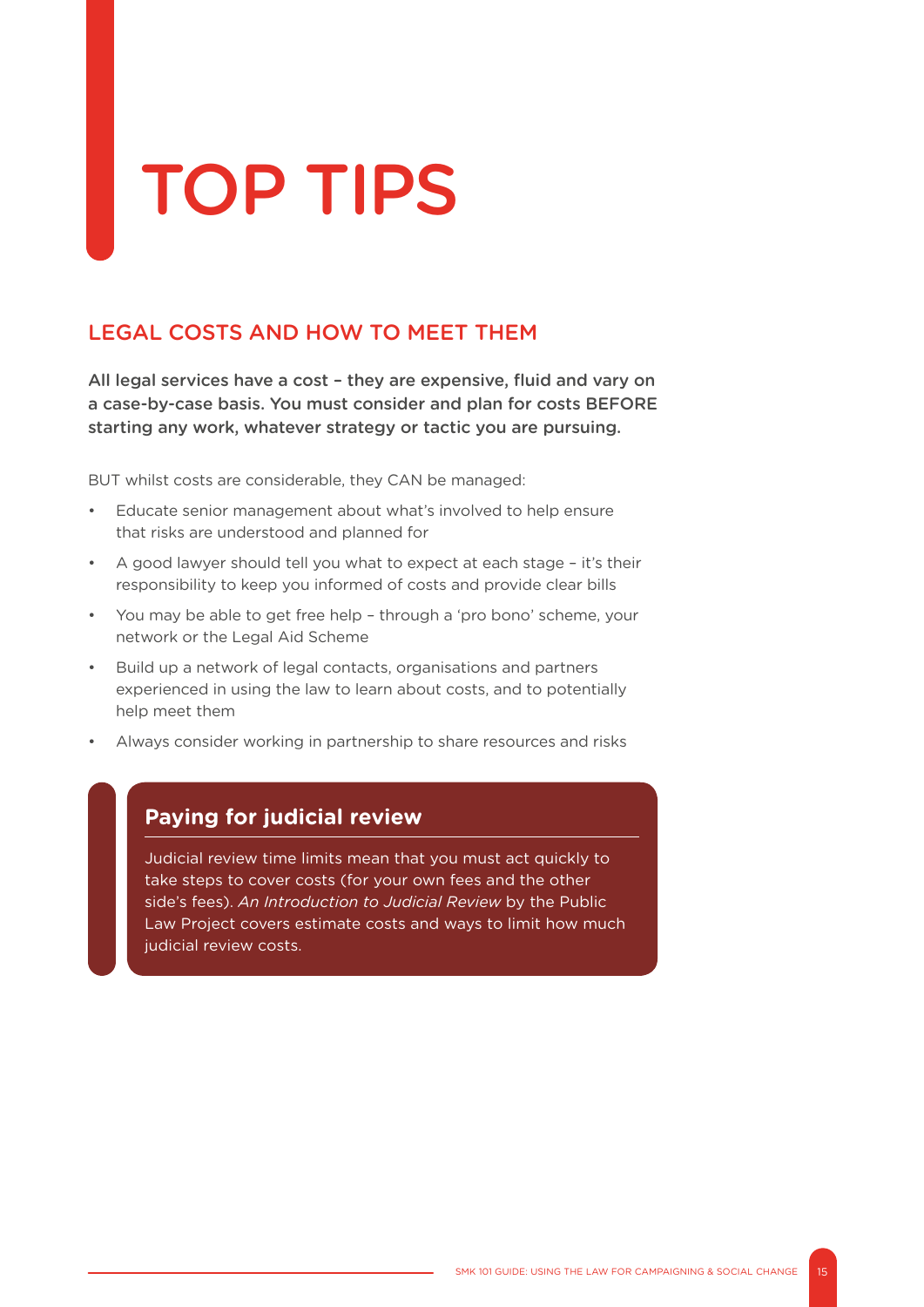# TOP TIPS

## LEGAL COSTS AND HOW TO MEET THEM

**All legal services have a cost – they are expensive, fluid and vary on a case-by-case basis. You must consider and plan for costs BEFORE starting any work, whatever strategy or tactic you are pursuing.**

BUT whilst costs are considerable, they CAN be managed:

- Educate senior management about what's involved to help ensure that risks are understood and planned for
- A good lawyer should tell you what to expect at each stage – it's their responsibility to keep you informed of costs and provide clear bills
- You may be able to get free help – through a 'pro bono' scheme, your network or the Legal Aid Scheme
- Build up a network of legal contacts, organisations and partners experienced in using the law to learn about costs, and to potentially help meet them
- Always consider working in partnership to share resources and risks

### Paying for judicial review

Judicial review time limits mean that you must act quickly to take steps to cover costs (for your own fees and the other side's fees). *An Introduction to Judicial Review* by the Public Law Project covers estimate costs and ways to limit how much judicial review costs.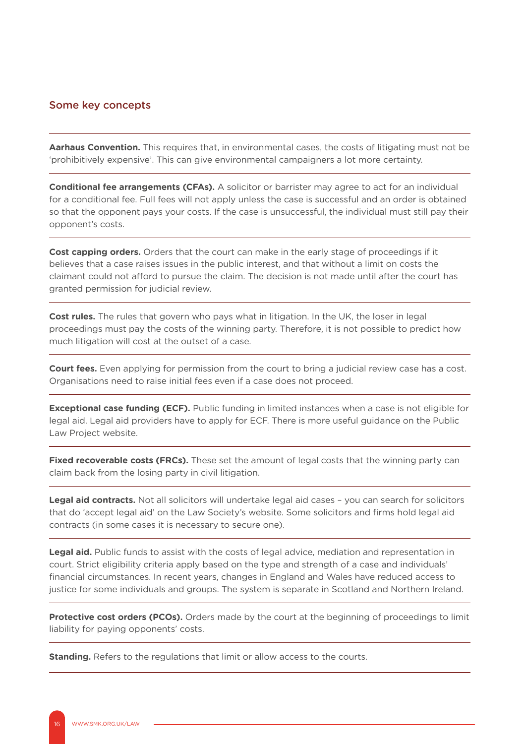## Some key concepts

**Aarhaus Convention.** This requires that, in environmental cases, the costs of litigating must not be 'prohibitively expensive'. This can give environmental campaigners a lot more certainty.

**Conditional fee arrangements (CFAs).** A solicitor or barrister may agree to act for an individual for a conditional fee. Full fees will not apply unless the case is successful and an order is obtained so that the opponent pays your costs. If the case is unsuccessful, the individual must still pay their opponent's costs.

**Cost capping orders.** Orders that the court can make in the early stage of proceedings if it believes that a case raises issues in the public interest, and that without a limit on costs the claimant could not afford to pursue the claim. The decision is not made until after the court has granted permission for judicial review.

**Cost rules.** The rules that govern who pays what in litigation. In the UK, the loser in legal proceedings must pay the costs of the winning party. Therefore, it is not possible to predict how much litigation will cost at the outset of a case.

**Court fees.** Even applying for permission from the court to bring a judicial review case has a cost. Organisations need to raise initial fees even if a case does not proceed.

**Exceptional case funding (ECF).** Public funding in limited instances when a case is not eligible for legal aid. Legal aid providers have to apply for ECF. There is more useful guidance on the Public Law Project website.

**Fixed recoverable costs (FRCs).** These set the amount of legal costs that the winning party can claim back from the losing party in civil litigation.

**Legal aid contracts.** Not all solicitors will undertake legal aid cases – you can search for solicitors that do 'accept legal aid' on the Law Society's website. Some solicitors and firms hold legal aid contracts (in some cases it is necessary to secure one).

**Legal aid.** Public funds to assist with the costs of legal advice, mediation and representation in court. Strict eligibility criteria apply based on the type and strength of a case and individuals' financial circumstances. In recent years, changes in England and Wales have reduced access to justice for some individuals and groups. The system is separate in Scotland and Northern Ireland.

**Protective cost orders (PCOs).** Orders made by the court at the beginning of proceedings to limit liability for paying opponents' costs.

**Standing.** Refers to the regulations that limit or allow access to the courts.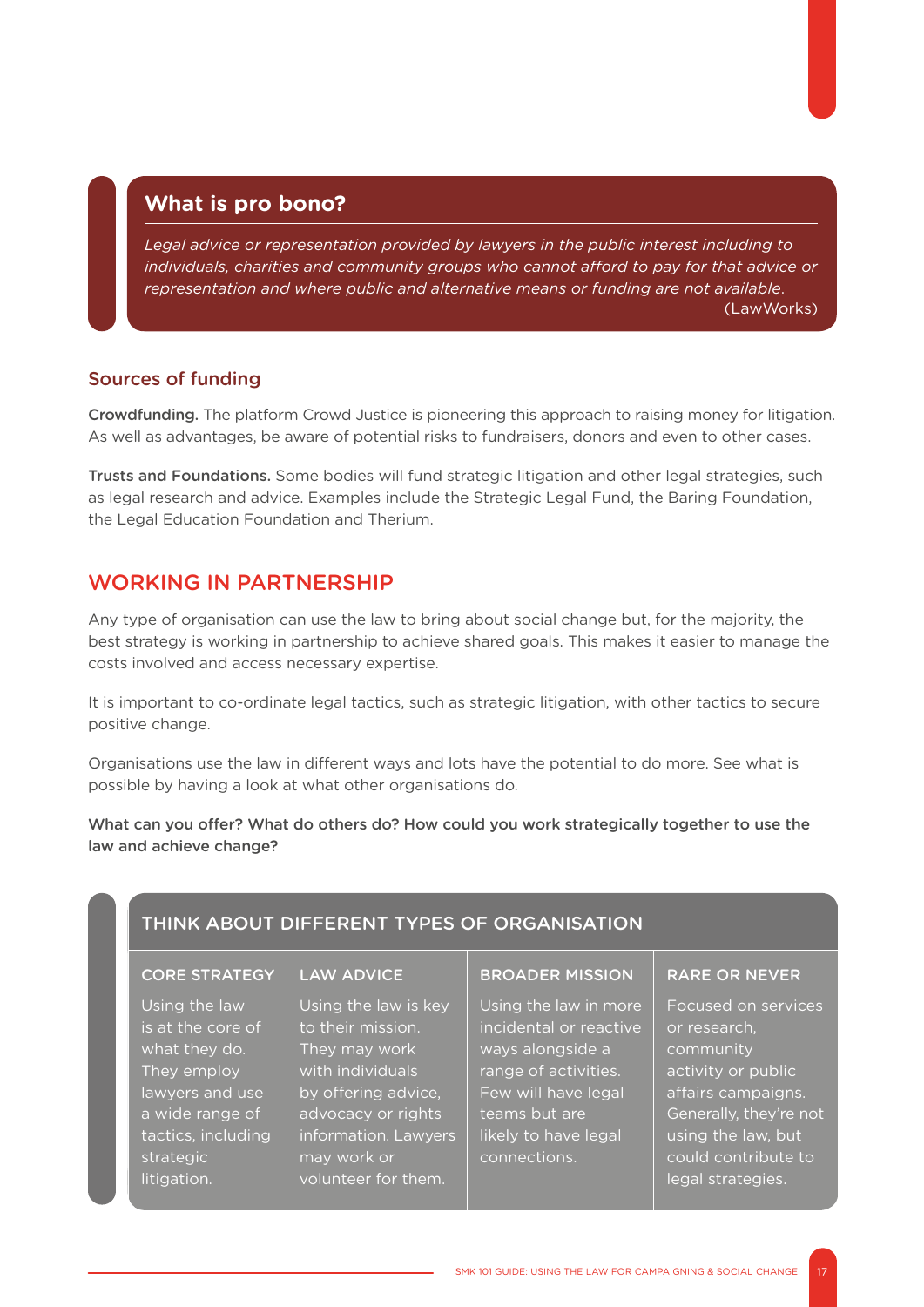### What is pro bono?

*Legal advice or representation provided by lawyers in the public interest including to individuals, charities and community groups who cannot afford to pay for that advice or representation and where public and alternative means or funding are not available.*
(LawWorks)

### Sources of funding

**Crowdfunding.** The platform Crowd Justice is pioneering this approach to raising money for litigation. As well as advantages, be aware of potential risks to fundraisers, donors and even to other cases.

**Trusts and Foundations.** Some bodies will fund strategic litigation and other legal strategies, such as legal research and advice. Examples include the Strategic Legal Fund, the Baring Foundation, the Legal Education Foundation and Therium.

## WORKING IN PARTNERSHIP

Any type of organisation can use the law to bring about social change but, for the majority, the best strategy is working in partnership to achieve shared goals. This makes it easier to manage the costs involved and access necessary expertise.

It is important to co-ordinate legal tactics, such as strategic litigation, with other tactics to secure positive change.

Organisations use the law in different ways and lots have the potential to do more. See what is possible by having a look at what other organisations do.

**What can you offer? What do others do? How could you work strategically together to use the law and achieve change?**

### THINK ABOUT DIFFERENT TYPES OF ORGANISATION

| CORE STRATEGY | LAW ADVICE | BROADER MISSION | RARE OR NEVER |
|---|---|---|---|
| Using the law is at the core of what they do. They employ lawyers and use a wide range of tactics, including strategic litigation. | Using the law is key to their mission. They may work with individuals by offering advice, advocacy or rights information. Lawyers may work or volunteer for them. | Using the law in more incidental or reactive ways alongside a range of activities. Few will have legal teams but are likely to have legal connections. | Focused on services or research, community activity or public affairs campaigns. Generally, they're not using the law, but could contribute to legal strategies. |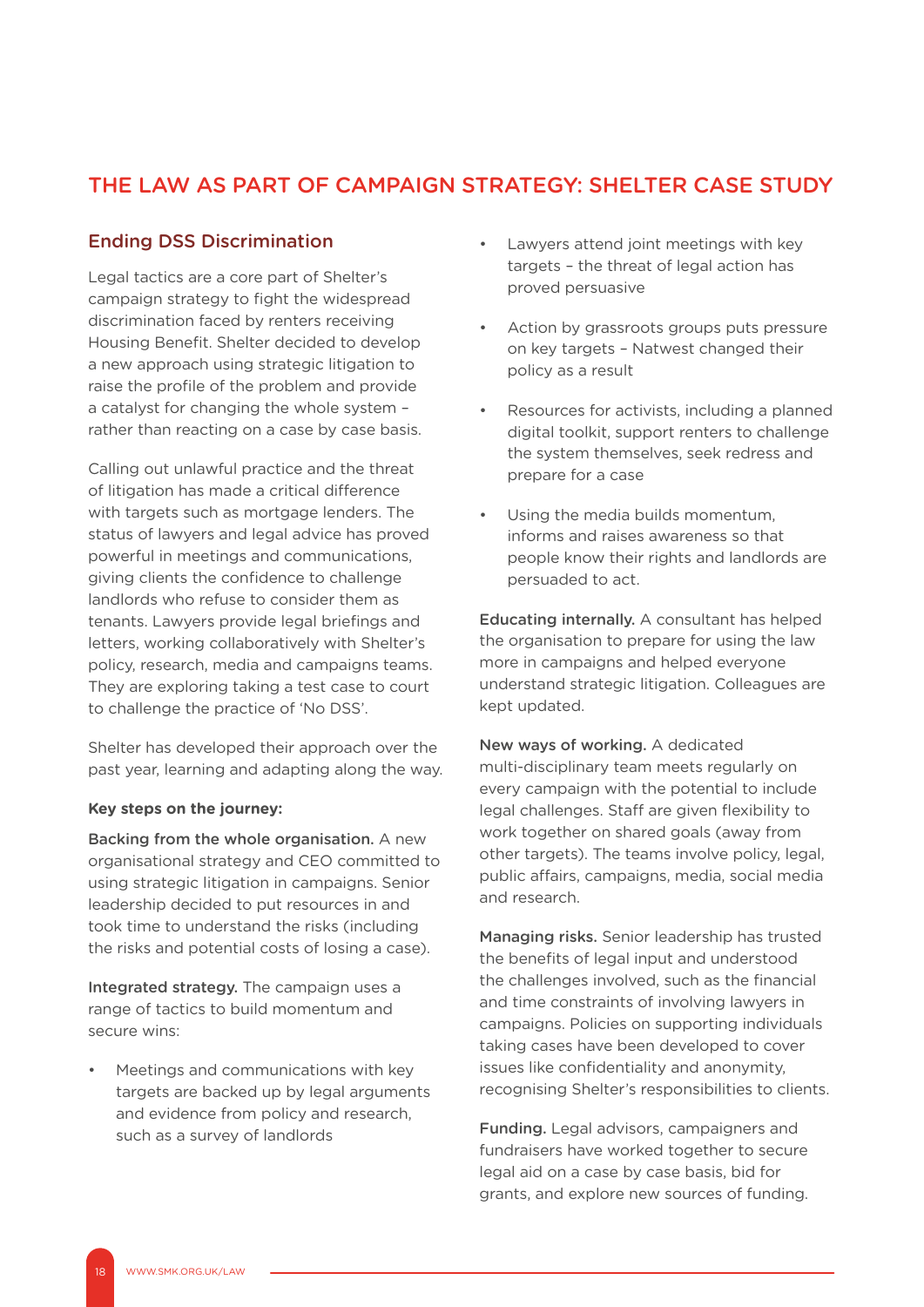# THE LAW AS PART OF CAMPAIGN STRATEGY: SHELTER CASE STUDY

## Ending DSS Discrimination

Legal tactics are a core part of Shelter's campaign strategy to fight the widespread discrimination faced by renters receiving Housing Benefit. Shelter decided to develop a new approach using strategic litigation to raise the profile of the problem and provide a catalyst for changing the whole system – rather than reacting on a case by case basis.

Calling out unlawful practice and the threat of litigation has made a critical difference with targets such as mortgage lenders. The status of lawyers and legal advice has proved powerful in meetings and communications, giving clients the confidence to challenge landlords who refuse to consider them as tenants. Lawyers provide legal briefings and letters, working collaboratively with Shelter's policy, research, media and campaigns teams. They are exploring taking a test case to court to challenge the practice of 'No DSS'.

Shelter has developed their approach over the past year, learning and adapting along the way.

**Key steps on the journey:**

**Backing from the whole organisation.** A new organisational strategy and CEO committed to using strategic litigation in campaigns. Senior leadership decided to put resources in and took time to understand the risks (including the risks and potential costs of losing a case).

**Integrated strategy.** The campaign uses a range of tactics to build momentum and secure wins:

- Meetings and communications with key targets are backed up by legal arguments and evidence from policy and research, such as a survey of landlords
- Lawyers attend joint meetings with key targets – the threat of legal action has proved persuasive
- Action by grassroots groups puts pressure on key targets – Natwest changed their policy as a result
- Resources for activists, including a planned digital toolkit, support renters to challenge the system themselves, seek redress and prepare for a case
- Using the media builds momentum, informs and raises awareness so that people know their rights and landlords are persuaded to act.

**Educating internally.** A consultant has helped the organisation to prepare for using the law more in campaigns and helped everyone understand strategic litigation. Colleagues are kept updated.

**New ways of working.** A dedicated multi-disciplinary team meets regularly on every campaign with the potential to include legal challenges. Staff are given flexibility to work together on shared goals (away from other targets). The teams involve policy, legal, public affairs, campaigns, media, social media and research.

**Managing risks.** Senior leadership has trusted the benefits of legal input and understood the challenges involved, such as the financial and time constraints of involving lawyers in campaigns. Policies on supporting individuals taking cases have been developed to cover issues like confidentiality and anonymity, recognising Shelter's responsibilities to clients.

**Funding.** Legal advisors, campaigners and fundraisers have worked together to secure legal aid on a case by case basis, bid for grants, and explore new sources of funding.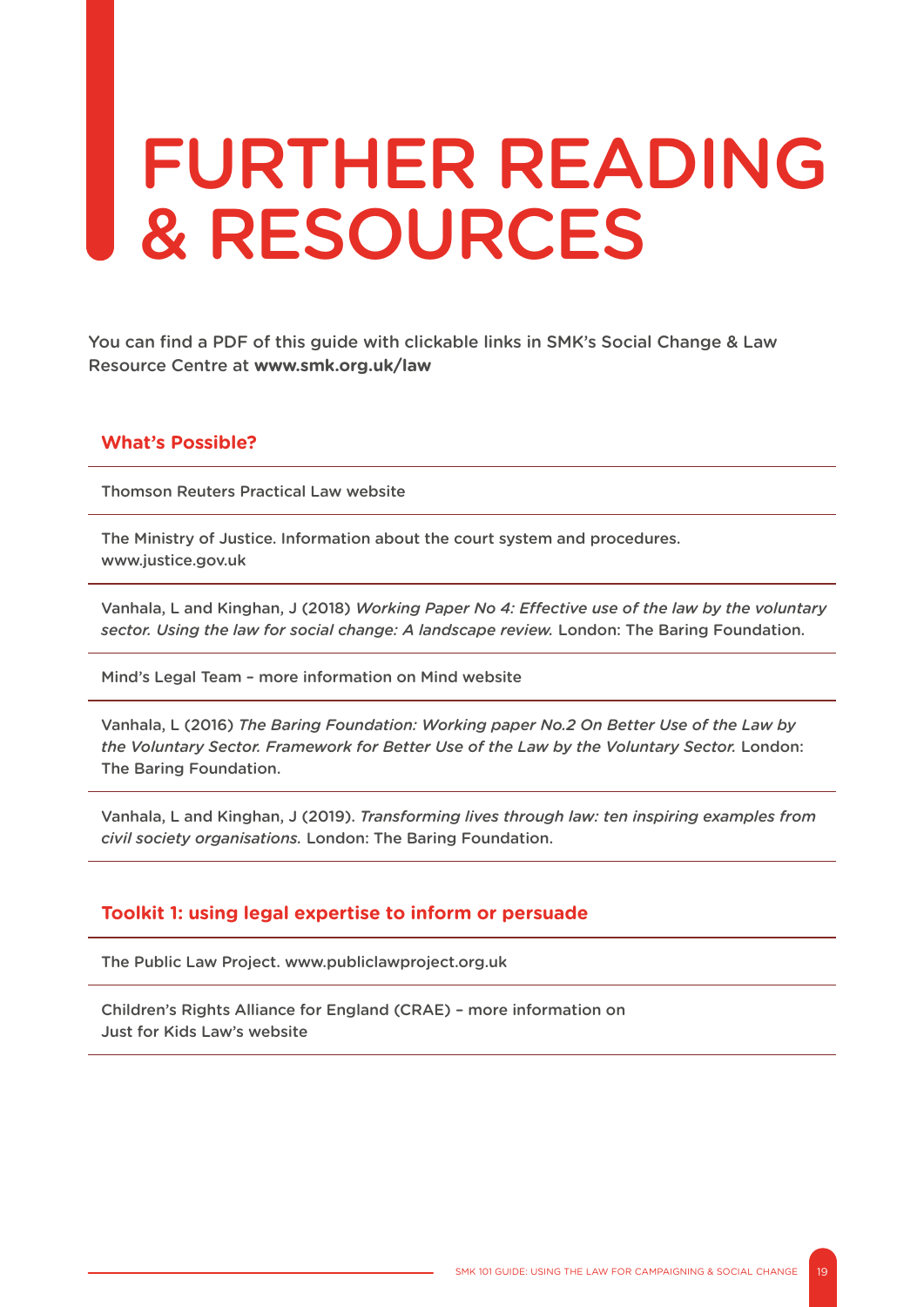# FURTHER READING & RESOURCES

You can find a PDF of this guide with clickable links in SMK's Social Change & Law Resource Centre at **www.smk.org.uk/law**

## What's Possible?

Thomson Reuters Practical Law website

The Ministry of Justice. Information about the court system and procedures. www.justice.gov.uk

Vanhala, L and Kinghan, J (2018) *Working Paper No 4: Effective use of the law by the voluntary sector. Using the law for social change: A landscape review.* London: The Baring Foundation.

Mind's Legal Team – more information on Mind website

Vanhala, L (2016) *The Baring Foundation: Working paper No.2 On Better Use of the Law by the Voluntary Sector. Framework for Better Use of the Law by the Voluntary Sector.* London: The Baring Foundation.

Vanhala, L and Kinghan, J (2019). *Transforming lives through law: ten inspiring examples from civil society organisations.* London: The Baring Foundation.

## Toolkit 1: using legal expertise to inform or persuade

The Public Law Project. www.publiclawproject.org.uk

Children's Rights Alliance for England (CRAE) – more information on Just for Kids Law's website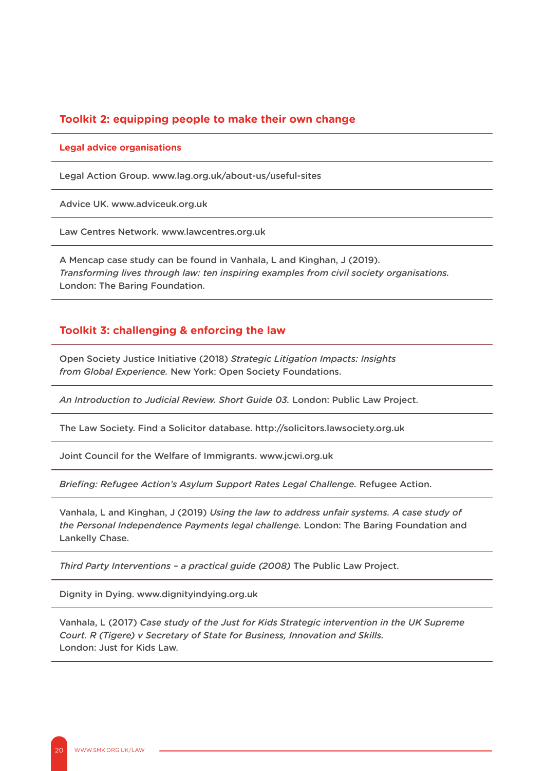## Toolkit 2: equipping people to make their own change

### Legal advice organisations

Legal Action Group. www.lag.org.uk/about-us/useful-sites

Advice UK. www.adviceuk.org.uk

Law Centres Network. www.lawcentres.org.uk

A Mencap case study can be found in Vanhala, L and Kinghan, J (2019). *Transforming lives through law: ten inspiring examples from civil society organisations.* London: The Baring Foundation.

## Toolkit 3: challenging & enforcing the law

Open Society Justice Initiative (2018) *Strategic Litigation Impacts: Insights from Global Experience.* New York: Open Society Foundations.

*An Introduction to Judicial Review. Short Guide 03.* London: Public Law Project.

The Law Society. Find a Solicitor database. http://solicitors.lawsociety.org.uk

Joint Council for the Welfare of Immigrants. www.jcwi.org.uk

*Briefing: Refugee Action's Asylum Support Rates Legal Challenge.* Refugee Action.

Vanhala, L and Kinghan, J (2019) *Using the law to address unfair systems. A case study of the Personal Independence Payments legal challenge.* London: The Baring Foundation and Lankelly Chase.

*Third Party Interventions – a practical guide (2008)* The Public Law Project.

Dignity in Dying. www.dignityindying.org.uk

Vanhala, L (2017) *Case study of the Just for Kids Strategic intervention in the UK Supreme Court. R (Tigere) v Secretary of State for Business, Innovation and Skills.* London: Just for Kids Law.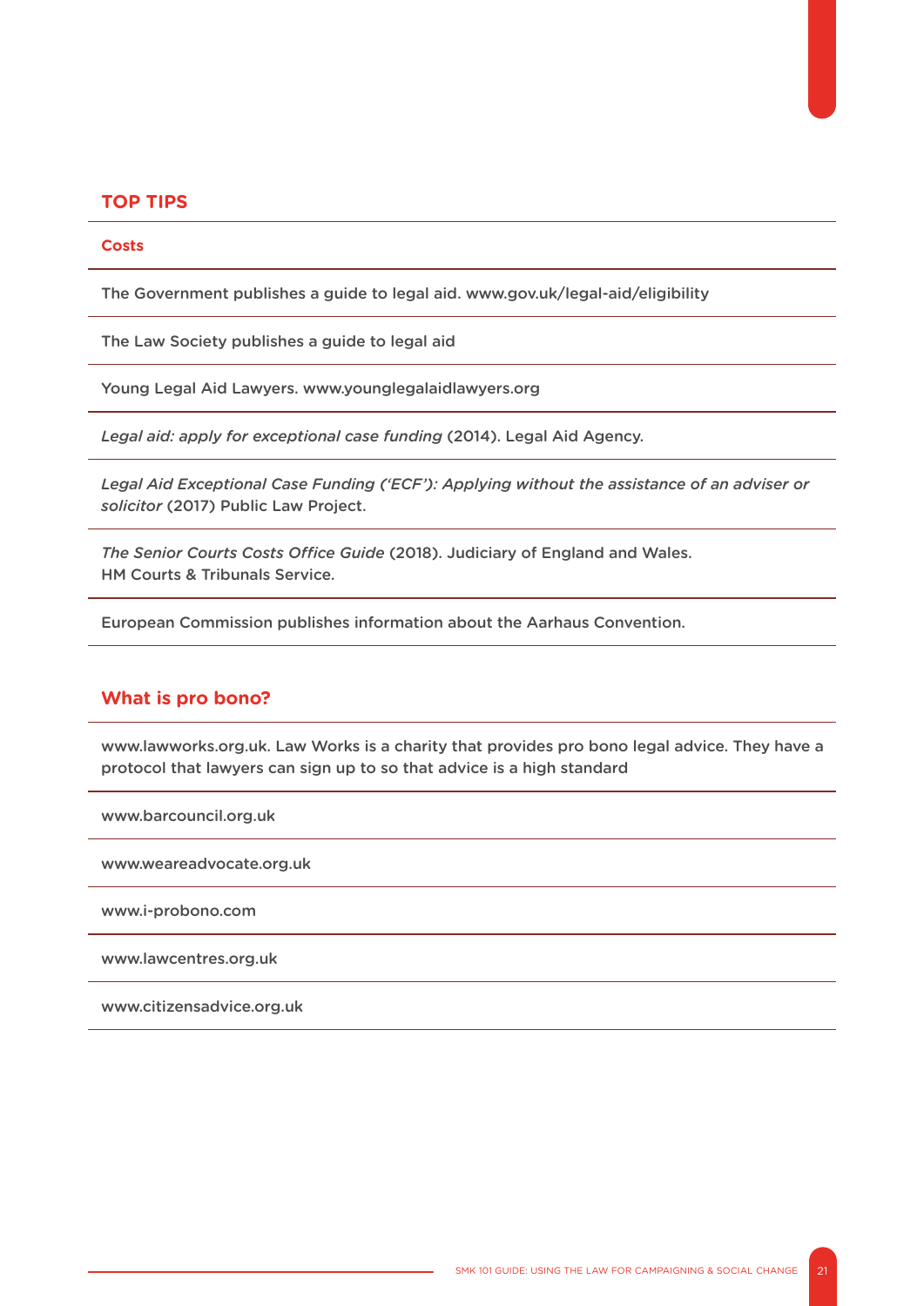## TOP TIPS

### Costs

The Government publishes a guide to legal aid. www.gov.uk/legal-aid/eligibility

The Law Society publishes a guide to legal aid

Young Legal Aid Lawyers. www.younglegalaidlawyers.org

*Legal aid: apply for exceptional case funding* (2014). Legal Aid Agency.

*Legal Aid Exceptional Case Funding ('ECF'): Applying without the assistance of an adviser or solicitor* (2017) Public Law Project.

*The Senior Courts Costs Office Guide* (2018). Judiciary of England and Wales.
HM Courts & Tribunals Service.

European Commission publishes information about the Aarhaus Convention.

## What is pro bono?

www.lawworks.org.uk. Law Works is a charity that provides pro bono legal advice. They have a protocol that lawyers can sign up to so that advice is a high standard

www.barcouncil.org.uk

www.weareadvocate.org.uk

www.i-probono.com

www.lawcentres.org.uk

www.citizensadvice.org.uk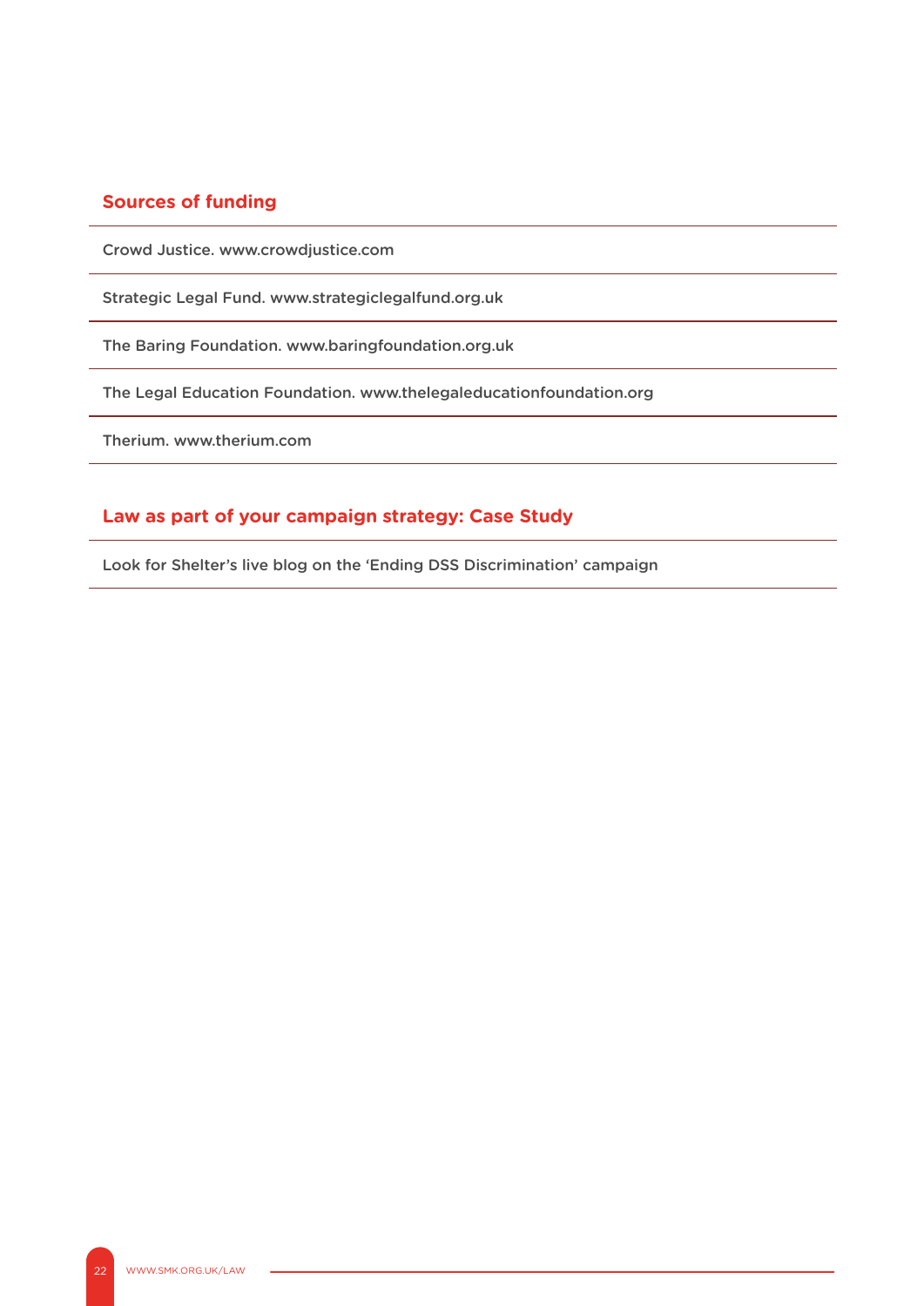## Sources of funding

Crowd Justice. www.crowdjustice.com

Strategic Legal Fund. www.strategiclegalfund.org.uk

The Baring Foundation. www.baringfoundation.org.uk

The Legal Education Foundation. www.thelegaleducationfoundation.org

Therium. www.therium.com

## Law as part of your campaign strategy: Case Study

Look for Shelter's live blog on the 'Ending DSS Discrimination' campaign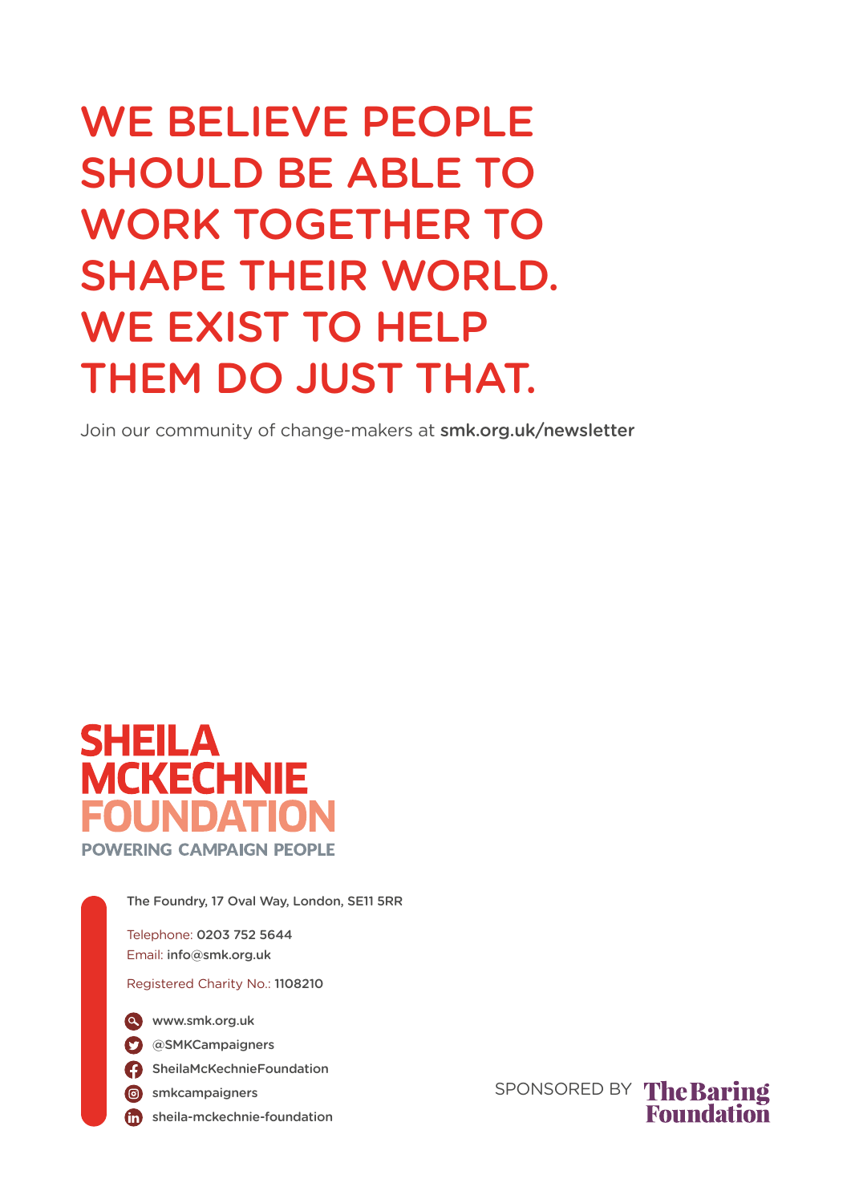# WE BELIEVE PEOPLE SHOULD BE ABLE TO WORK TOGETHER TO SHAPE THEIR WORLD. WE EXIST TO HELP THEM DO JUST THAT.

Join our community of change-makers at **smk.org.uk/newsletter**

**SHEILA MCKECHNIE FOUNDATION**
**POWERING CAMPAIGN PEOPLE**

The Foundry, 17 Oval Way, London, SE11 5RR

Telephone: 0203 752 5644
Email: info@smk.org.uk

Registered Charity No.: 1108210

www.smk.org.uk
@SMKCampaigners
SheilaMcKechnieFoundation
smkcampaigners
sheila-mckechnie-foundation

SPONSORED BY The Baring Foundation